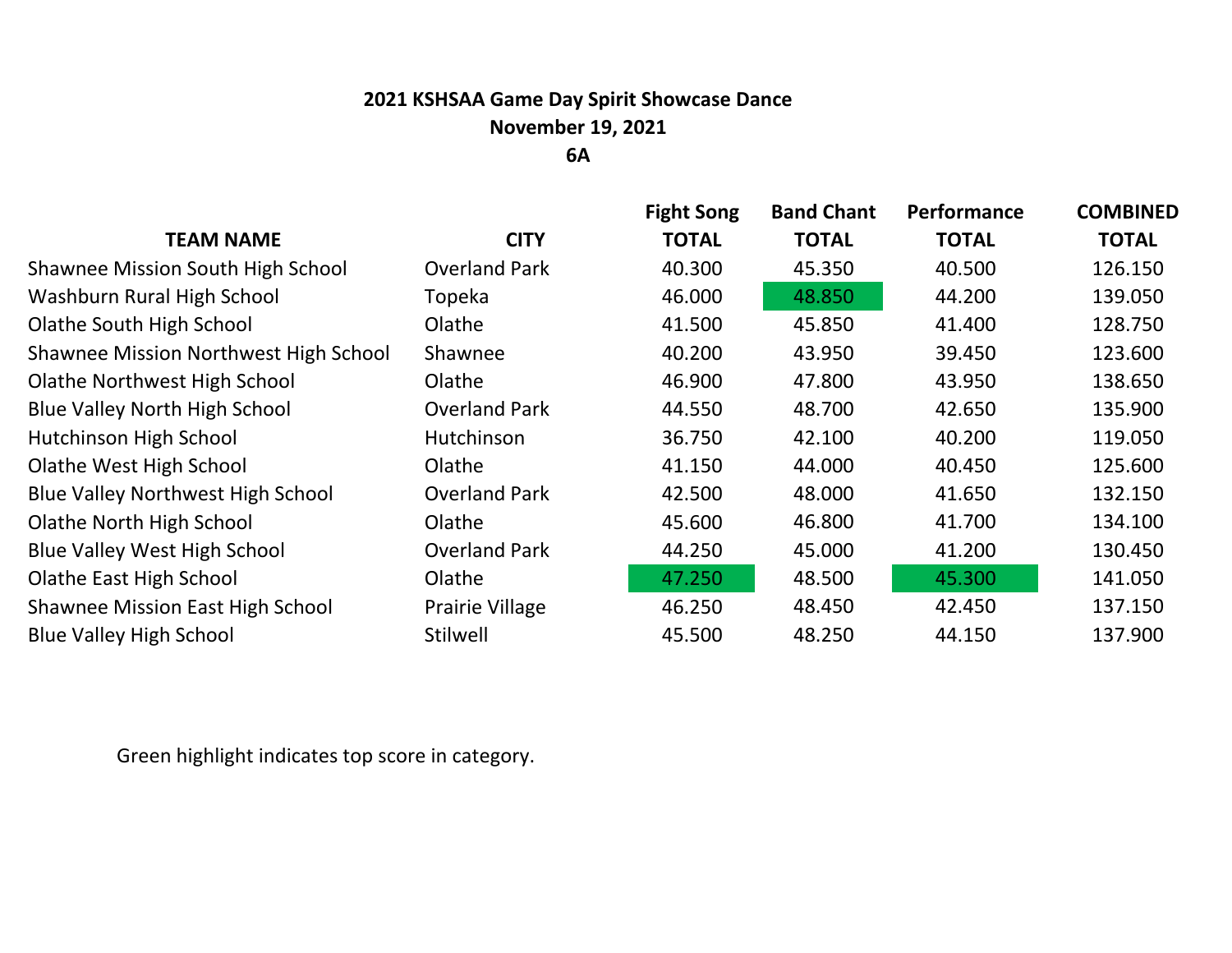# 2021 KSHSAA Game Day Spirit Showcase Dance

## November 19, 2021

## 6A

| TEAM NAME | CITY | Fight Song TOTAL | Band Chant TOTAL | Performance TOTAL | COMBINED TOTAL |
|---|---|---|---|---|---|
| Shawnee Mission South High School | Overland Park | 40.300 | 45.350 | 40.500 | 126.150 |
| Washburn Rural High School | Topeka | 46.000 | 48.850 | 44.200 | 139.050 |
| Olathe South High School | Olathe | 41.500 | 45.850 | 41.400 | 128.750 |
| Shawnee Mission Northwest High School | Shawnee | 40.200 | 43.950 | 39.450 | 123.600 |
| Olathe Northwest High School | Olathe | 46.900 | 47.800 | 43.950 | 138.650 |
| Blue Valley North High School | Overland Park | 44.550 | 48.700 | 42.650 | 135.900 |
| Hutchinson High School | Hutchinson | 36.750 | 42.100 | 40.200 | 119.050 |
| Olathe West High School | Olathe | 41.150 | 44.000 | 40.450 | 125.600 |
| Blue Valley Northwest High School | Overland Park | 42.500 | 48.000 | 41.650 | 132.150 |
| Olathe North High School | Olathe | 45.600 | 46.800 | 41.700 | 134.100 |
| Blue Valley West High School | Overland Park | 44.250 | 45.000 | 41.200 | 130.450 |
| Olathe East High School | Olathe | 47.250 | 48.500 | 45.300 | 141.050 |
| Shawnee Mission East High School | Prairie Village | 46.250 | 48.450 | 42.450 | 137.150 |
| Blue Valley High School | Stilwell | 45.500 | 48.250 | 44.150 | 137.900 |

Green highlight indicates top score in category.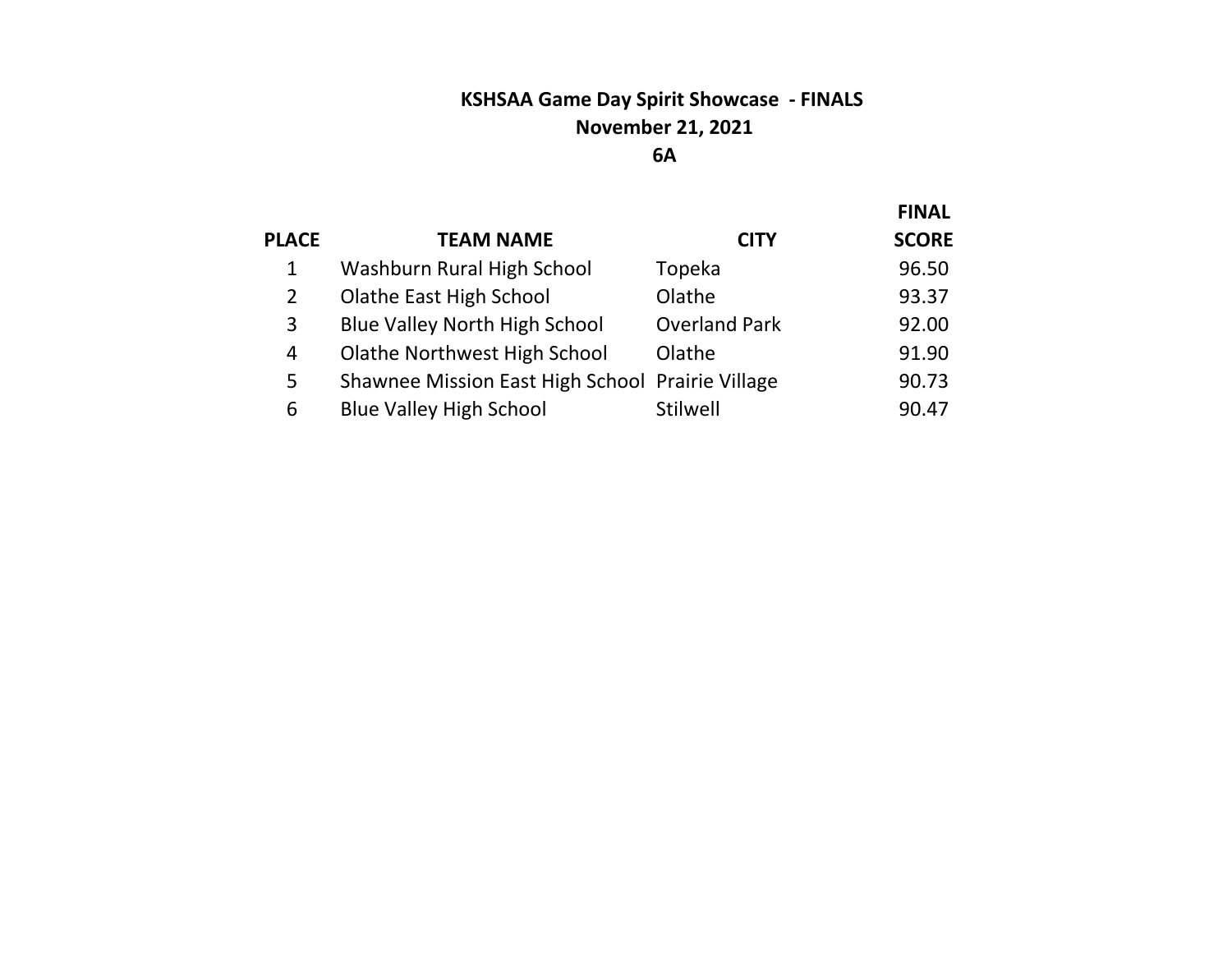# KSHSAA Game Day Spirit Showcase - FINALS

## November 21, 2021

## 6A

| PLACE | TEAM NAME | CITY | FINAL SCORE |
|---|---|---|---|
| 1 | Washburn Rural High School | Topeka | 96.50 |
| 2 | Olathe East High School | Olathe | 93.37 |
| 3 | Blue Valley North High School | Overland Park | 92.00 |
| 4 | Olathe Northwest High School | Olathe | 91.90 |
| 5 | Shawnee Mission East High School | Prairie Village | 90.73 |
| 6 | Blue Valley High School | Stilwell | 90.47 |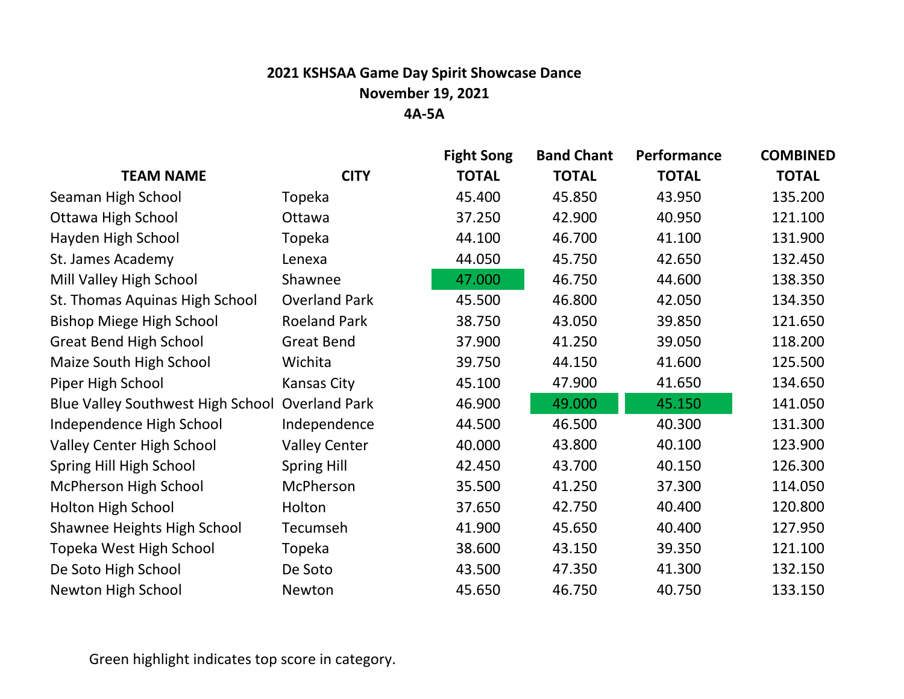**2021 KSHSAA Game Day Spirit Showcase Dance**

**November 19, 2021**

**4A-5A**

| TEAM NAME | CITY | Fight Song TOTAL | Band Chant TOTAL | Performance TOTAL | COMBINED TOTAL |
|---|---|---|---|---|---|
| Seaman High School | Topeka | 45.400 | 45.850 | 43.950 | 135.200 |
| Ottawa High School | Ottawa | 37.250 | 42.900 | 40.950 | 121.100 |
| Hayden High School | Topeka | 44.100 | 46.700 | 41.100 | 131.900 |
| St. James Academy | Lenexa | 44.050 | 45.750 | 42.650 | 132.450 |
| Mill Valley High School | Shawnee | 47.000 | 46.750 | 44.600 | 138.350 |
| St. Thomas Aquinas High School | Overland Park | 45.500 | 46.800 | 42.050 | 134.350 |
| Bishop Miege High School | Roeland Park | 38.750 | 43.050 | 39.850 | 121.650 |
| Great Bend High School | Great Bend | 37.900 | 41.250 | 39.050 | 118.200 |
| Maize South High School | Wichita | 39.750 | 44.150 | 41.600 | 125.500 |
| Piper High School | Kansas City | 45.100 | 47.900 | 41.650 | 134.650 |
| Blue Valley Southwest High School | Overland Park | 46.900 | 49.000 | 45.150 | 141.050 |
| Independence High School | Independence | 44.500 | 46.500 | 40.300 | 131.300 |
| Valley Center High School | Valley Center | 40.000 | 43.800 | 40.100 | 123.900 |
| Spring Hill High School | Spring Hill | 42.450 | 43.700 | 40.150 | 126.300 |
| McPherson High School | McPherson | 35.500 | 41.250 | 37.300 | 114.050 |
| Holton High School | Holton | 37.650 | 42.750 | 40.400 | 120.800 |
| Shawnee Heights High School | Tecumseh | 41.900 | 45.650 | 40.400 | 127.950 |
| Topeka West High School | Topeka | 38.600 | 43.150 | 39.350 | 121.100 |
| De Soto High School | De Soto | 43.500 | 47.350 | 41.300 | 132.150 |
| Newton High School | Newton | 45.650 | 46.750 | 40.750 | 133.150 |

Green highlight indicates top score in category.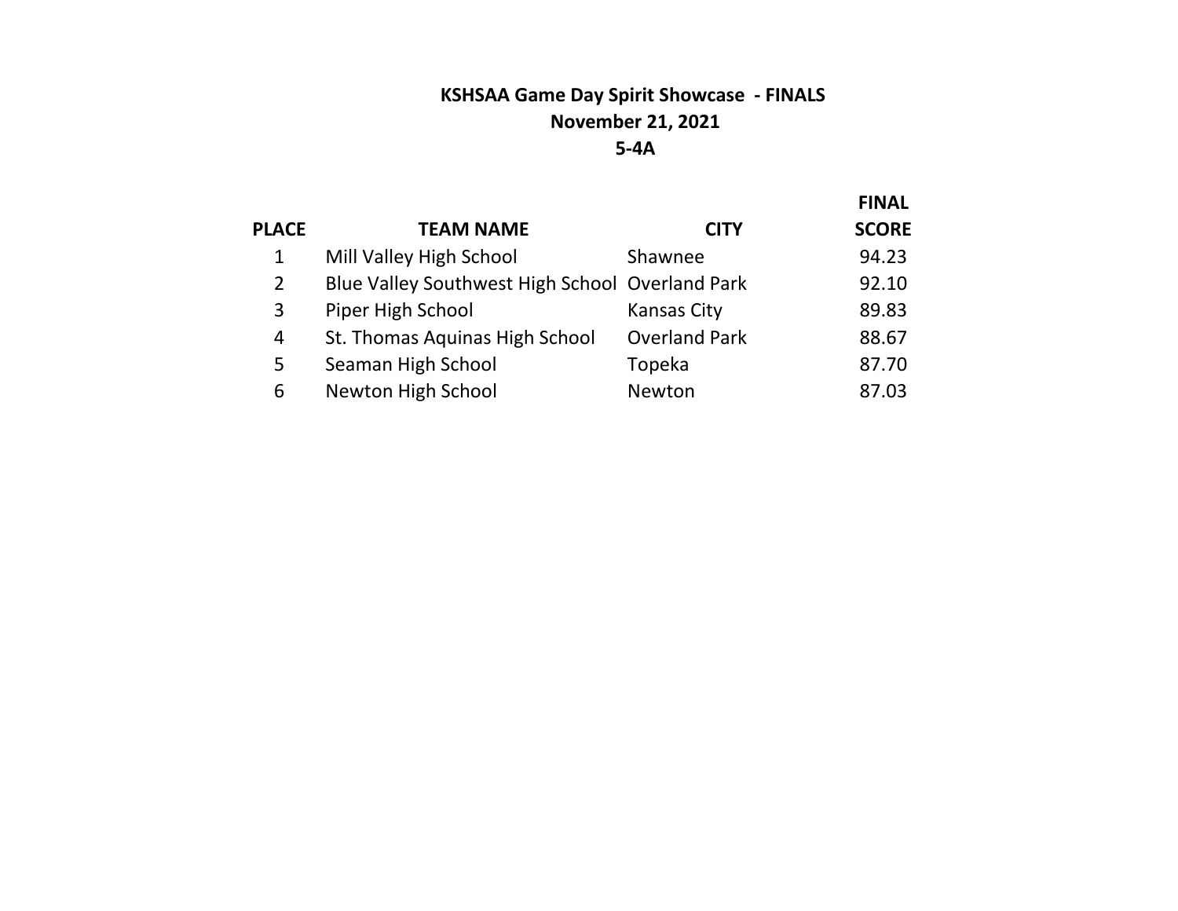# KSHSAA Game Day Spirit Showcase - FINALS

## November 21, 2021

## 5-4A

| PLACE | TEAM NAME | CITY | FINAL SCORE |
|---|---|---|---|
| 1 | Mill Valley High School | Shawnee | 94.23 |
| 2 | Blue Valley Southwest High School | Overland Park | 92.10 |
| 3 | Piper High School | Kansas City | 89.83 |
| 4 | St. Thomas Aquinas High School | Overland Park | 88.67 |
| 5 | Seaman High School | Topeka | 87.70 |
| 6 | Newton High School | Newton | 87.03 |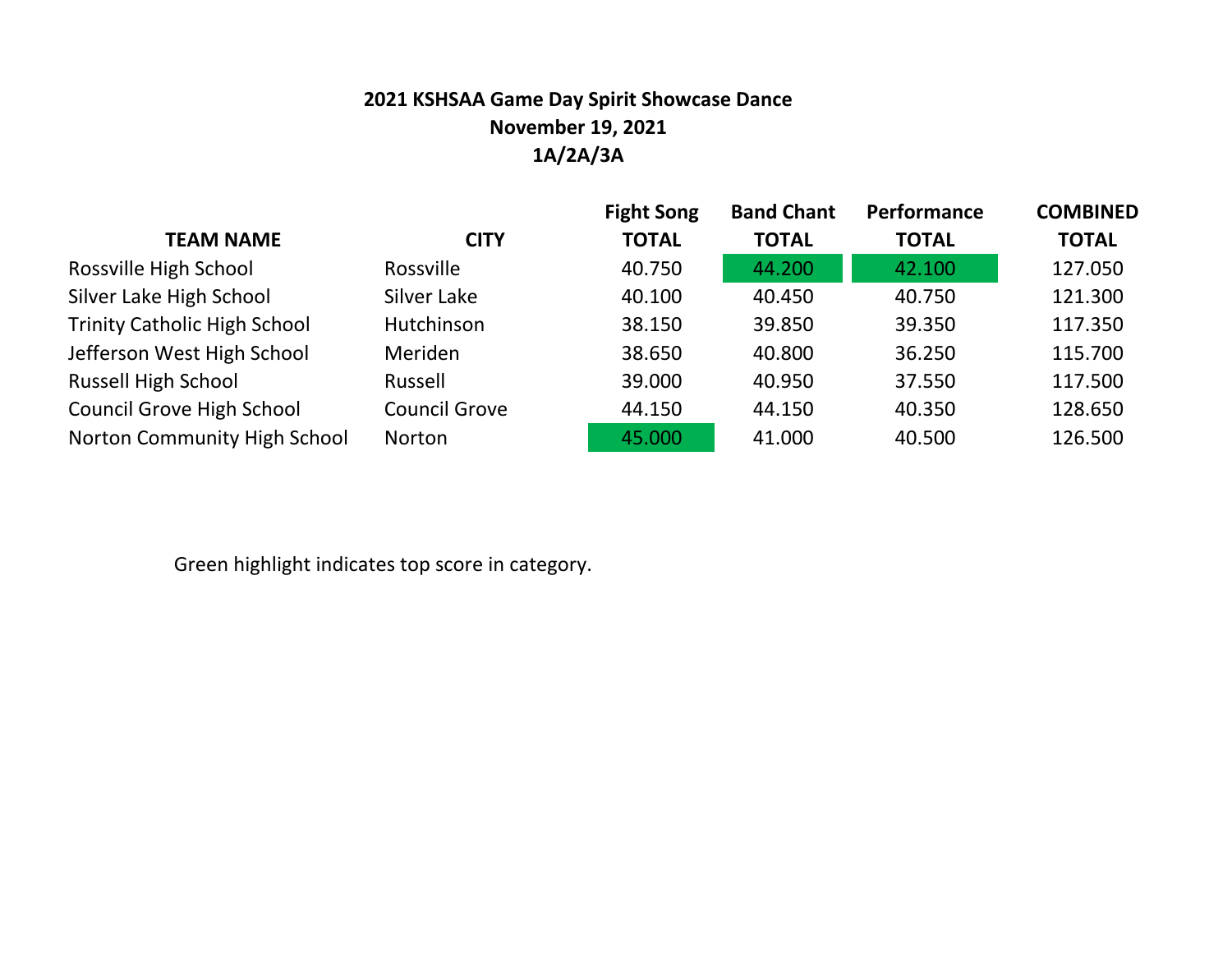**2021 KSHSAA Game Day Spirit Showcase Dance**
**November 19, 2021**
**1A/2A/3A**

| TEAM NAME | CITY | Fight Song TOTAL | Band Chant TOTAL | Performance TOTAL | COMBINED TOTAL |
|---|---|---|---|---|---|
| Rossville High School | Rossville | 40.750 | 44.200 | 42.100 | 127.050 |
| Silver Lake High School | Silver Lake | 40.100 | 40.450 | 40.750 | 121.300 |
| Trinity Catholic High School | Hutchinson | 38.150 | 39.850 | 39.350 | 117.350 |
| Jefferson West High School | Meriden | 38.650 | 40.800 | 36.250 | 115.700 |
| Russell High School | Russell | 39.000 | 40.950 | 37.550 | 117.500 |
| Council Grove High School | Council Grove | 44.150 | 44.150 | 40.350 | 128.650 |
| Norton Community High School | Norton | 45.000 | 41.000 | 40.500 | 126.500 |

Green highlight indicates top score in category.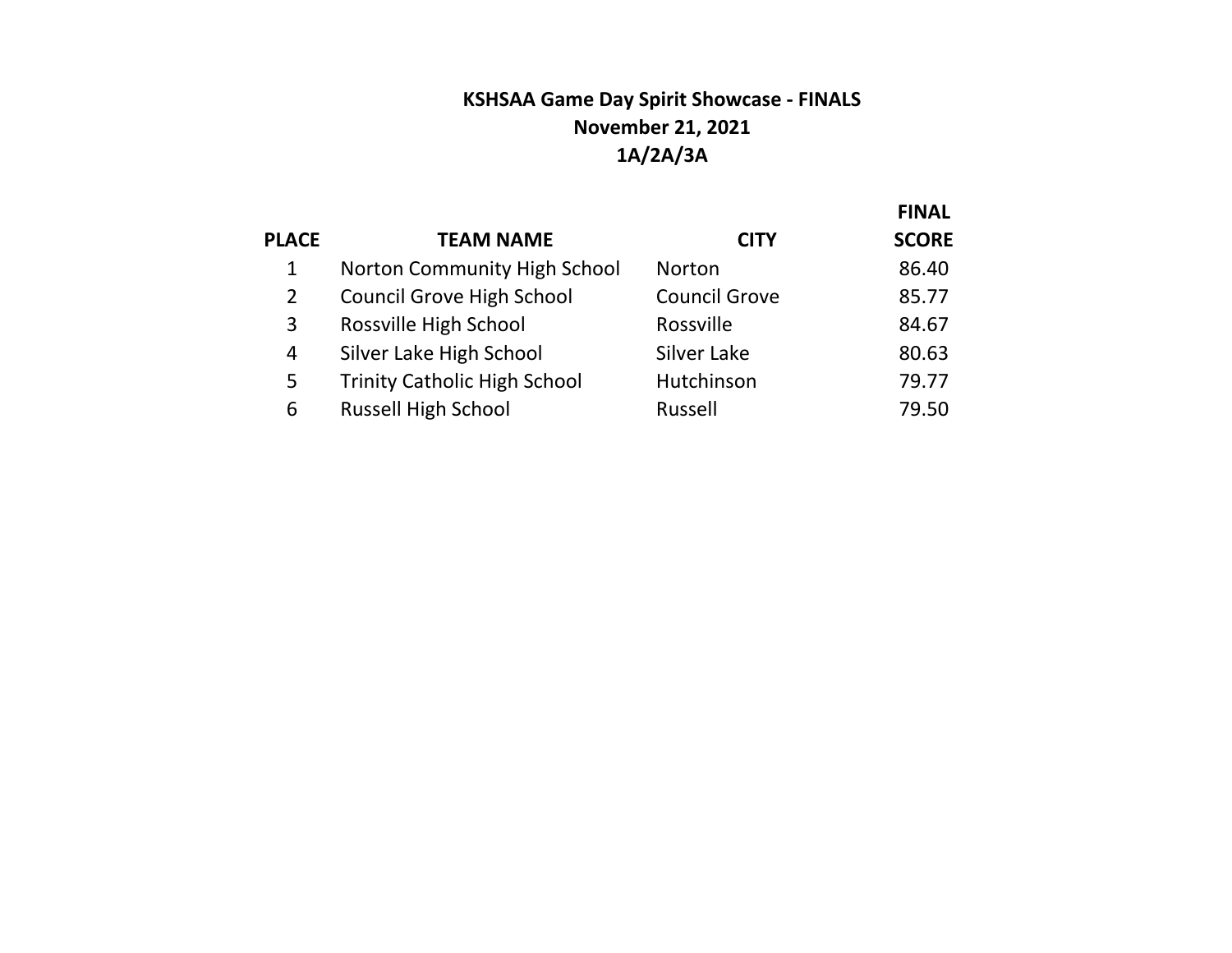**KSHSAA Game Day Spirit Showcase - FINALS**

**November 21, 2021**

**1A/2A/3A**

| PLACE | TEAM NAME | CITY | FINAL SCORE |
|---|---|---|---|
| 1 | Norton Community High School | Norton | 86.40 |
| 2 | Council Grove High School | Council Grove | 85.77 |
| 3 | Rossville High School | Rossville | 84.67 |
| 4 | Silver Lake High School | Silver Lake | 80.63 |
| 5 | Trinity Catholic High School | Hutchinson | 79.77 |
| 6 | Russell High School | Russell | 79.50 |